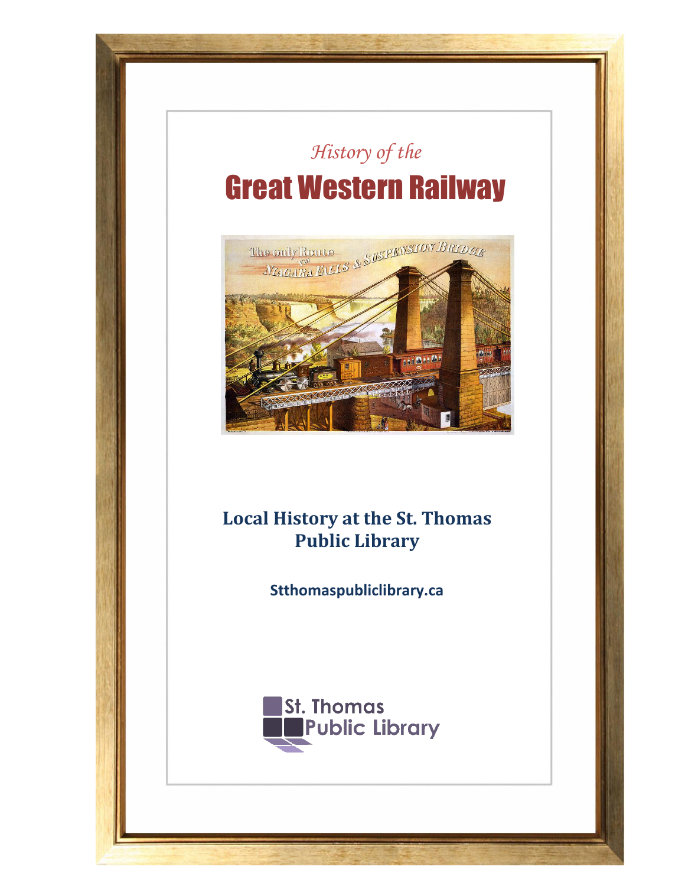*History of the*

# Great Western Railway

**Local History at the St. Thomas Public Library**

**Stthomaspubliclibrary.ca**

St. Thomas Public Library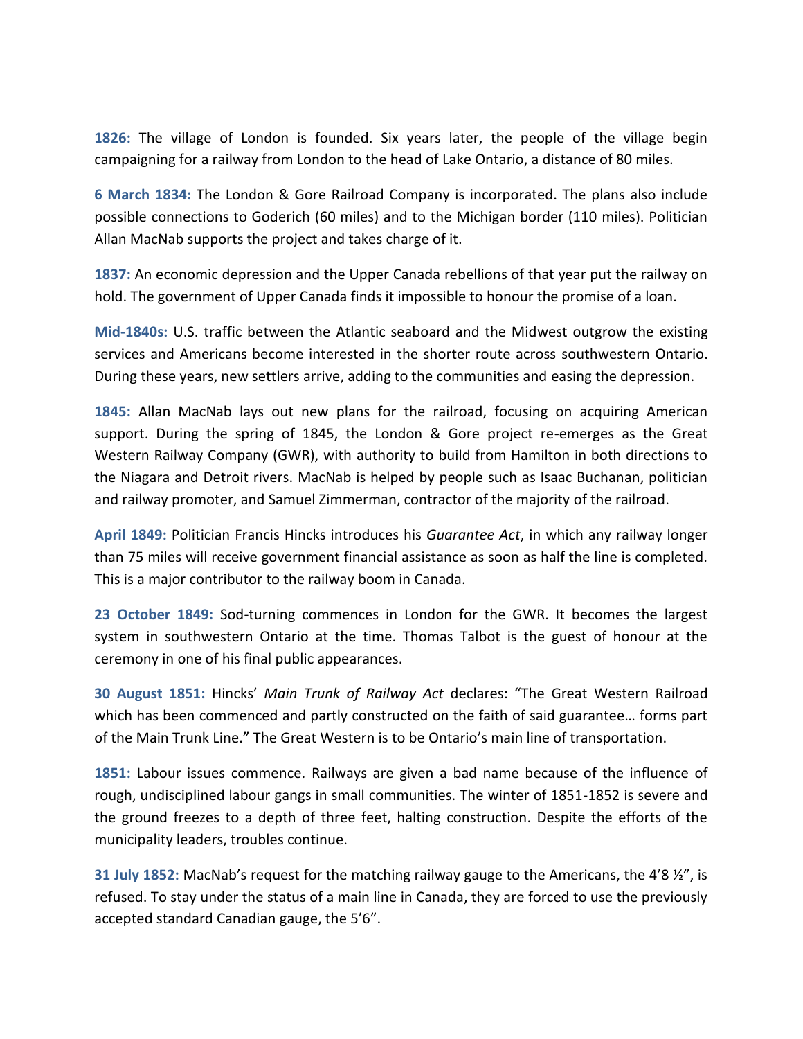**1826:** The village of London is founded. Six years later, the people of the village begin campaigning for a railway from London to the head of Lake Ontario, a distance of 80 miles.

**6 March 1834:** The London & Gore Railroad Company is incorporated. The plans also include possible connections to Goderich (60 miles) and to the Michigan border (110 miles). Politician Allan MacNab supports the project and takes charge of it.

**1837:** An economic depression and the Upper Canada rebellions of that year put the railway on hold. The government of Upper Canada finds it impossible to honour the promise of a loan.

**Mid-1840s:** U.S. traffic between the Atlantic seaboard and the Midwest outgrow the existing services and Americans become interested in the shorter route across southwestern Ontario. During these years, new settlers arrive, adding to the communities and easing the depression.

**1845:** Allan MacNab lays out new plans for the railroad, focusing on acquiring American support. During the spring of 1845, the London & Gore project re-emerges as the Great Western Railway Company (GWR), with authority to build from Hamilton in both directions to the Niagara and Detroit rivers. MacNab is helped by people such as Isaac Buchanan, politician and railway promoter, and Samuel Zimmerman, contractor of the majority of the railroad.

**April 1849:** Politician Francis Hincks introduces his *Guarantee Act*, in which any railway longer than 75 miles will receive government financial assistance as soon as half the line is completed. This is a major contributor to the railway boom in Canada.

**23 October 1849:** Sod-turning commences in London for the GWR. It becomes the largest system in southwestern Ontario at the time. Thomas Talbot is the guest of honour at the ceremony in one of his final public appearances.

**30 August 1851:** Hincks' *Main Trunk of Railway Act* declares: "The Great Western Railroad which has been commenced and partly constructed on the faith of said guarantee… forms part of the Main Trunk Line." The Great Western is to be Ontario's main line of transportation.

**1851:** Labour issues commence. Railways are given a bad name because of the influence of rough, undisciplined labour gangs in small communities. The winter of 1851-1852 is severe and the ground freezes to a depth of three feet, halting construction. Despite the efforts of the municipality leaders, troubles continue.

**31 July 1852:** MacNab's request for the matching railway gauge to the Americans, the 4'8 ½", is refused. To stay under the status of a main line in Canada, they are forced to use the previously accepted standard Canadian gauge, the 5'6".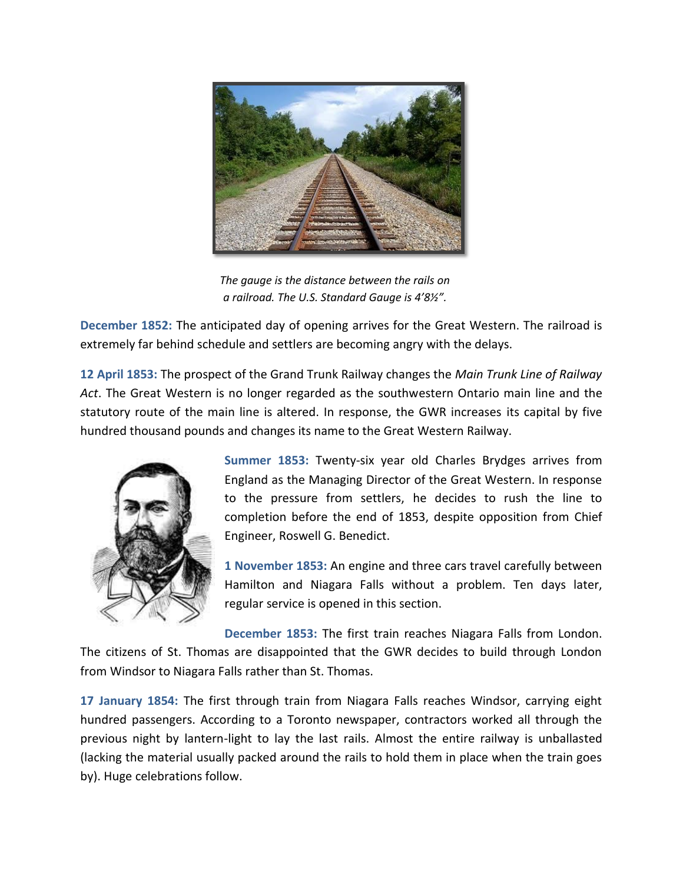*The gauge is the distance between the rails on a railroad. The U.S. Standard Gauge is 4'8½".*

**December 1852:** The anticipated day of opening arrives for the Great Western. The railroad is extremely far behind schedule and settlers are becoming angry with the delays.

**12 April 1853:** The prospect of the Grand Trunk Railway changes the *Main Trunk Line of Railway Act*. The Great Western is no longer regarded as the southwestern Ontario main line and the statutory route of the main line is altered. In response, the GWR increases its capital by five hundred thousand pounds and changes its name to the Great Western Railway.

**Summer 1853:** Twenty-six year old Charles Brydges arrives from England as the Managing Director of the Great Western. In response to the pressure from settlers, he decides to rush the line to completion before the end of 1853, despite opposition from Chief Engineer, Roswell G. Benedict.

**1 November 1853:** An engine and three cars travel carefully between Hamilton and Niagara Falls without a problem. Ten days later, regular service is opened in this section.

**December 1853:** The first train reaches Niagara Falls from London. The citizens of St. Thomas are disappointed that the GWR decides to build through London from Windsor to Niagara Falls rather than St. Thomas.

**17 January 1854:** The first through train from Niagara Falls reaches Windsor, carrying eight hundred passengers. According to a Toronto newspaper, contractors worked all through the previous night by lantern-light to lay the last rails. Almost the entire railway is unballasted (lacking the material usually packed around the rails to hold them in place when the train goes by). Huge celebrations follow.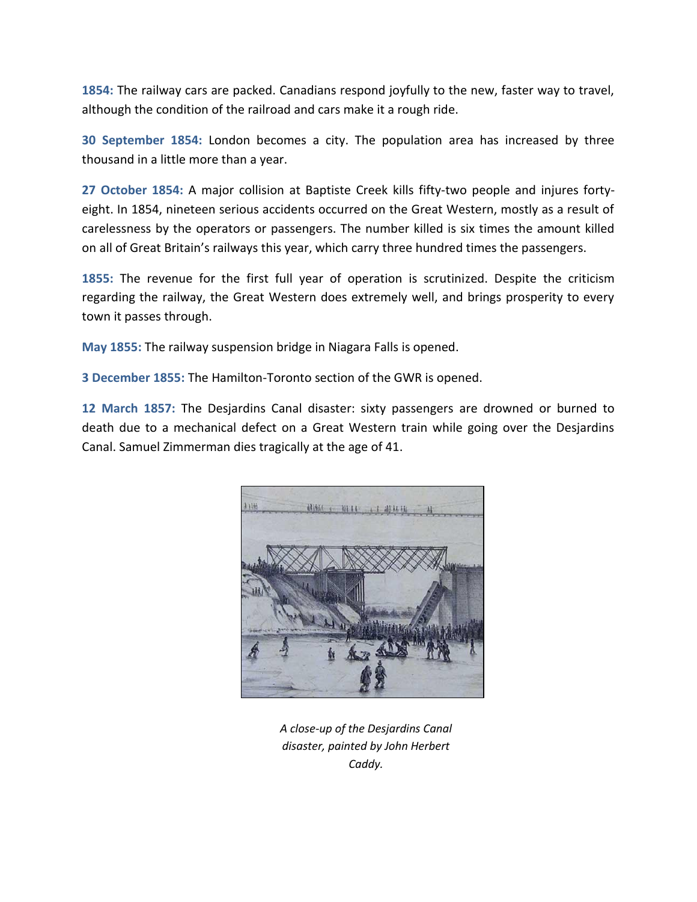**1854:** The railway cars are packed. Canadians respond joyfully to the new, faster way to travel, although the condition of the railroad and cars make it a rough ride.

**30 September 1854:** London becomes a city. The population area has increased by three thousand in a little more than a year.

**27 October 1854:** A major collision at Baptiste Creek kills fifty-two people and injures forty-eight. In 1854, nineteen serious accidents occurred on the Great Western, mostly as a result of carelessness by the operators or passengers. The number killed is six times the amount killed on all of Great Britain's railways this year, which carry three hundred times the passengers.

**1855:** The revenue for the first full year of operation is scrutinized. Despite the criticism regarding the railway, the Great Western does extremely well, and brings prosperity to every town it passes through.

**May 1855:** The railway suspension bridge in Niagara Falls is opened.

**3 December 1855:** The Hamilton-Toronto section of the GWR is opened.

**12 March 1857:** The Desjardins Canal disaster: sixty passengers are drowned or burned to death due to a mechanical defect on a Great Western train while going over the Desjardins Canal. Samuel Zimmerman dies tragically at the age of 41.

*A close-up of the Desjardins Canal disaster, painted by John Herbert Caddy.*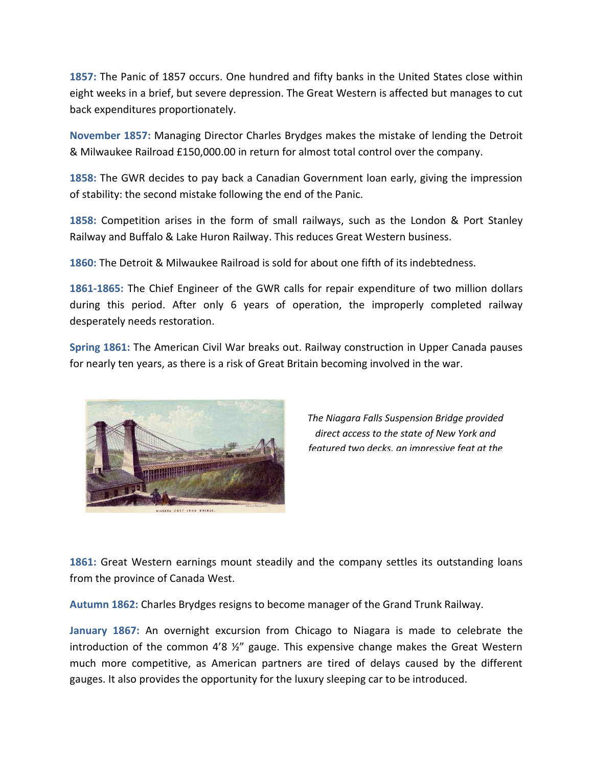**1857:** The Panic of 1857 occurs. One hundred and fifty banks in the United States close within eight weeks in a brief, but severe depression. The Great Western is affected but manages to cut back expenditures proportionately.

**November 1857:** Managing Director Charles Brydges makes the mistake of lending the Detroit & Milwaukee Railroad £150,000.00 in return for almost total control over the company.

**1858:** The GWR decides to pay back a Canadian Government loan early, giving the impression of stability: the second mistake following the end of the Panic.

**1858:** Competition arises in the form of small railways, such as the London & Port Stanley Railway and Buffalo & Lake Huron Railway. This reduces Great Western business.

**1860:** The Detroit & Milwaukee Railroad is sold for about one fifth of its indebtedness.

**1861-1865:** The Chief Engineer of the GWR calls for repair expenditure of two million dollars during this period. After only 6 years of operation, the improperly completed railway desperately needs restoration.

**Spring 1861:** The American Civil War breaks out. Railway construction in Upper Canada pauses for nearly ten years, as there is a risk of Great Britain becoming involved in the war.

*The Niagara Falls Suspension Bridge provided direct access to the state of New York and featured two decks, an impressive feat at the*

**1861:** Great Western earnings mount steadily and the company settles its outstanding loans from the province of Canada West.

**Autumn 1862:** Charles Brydges resigns to become manager of the Grand Trunk Railway.

**January 1867:** An overnight excursion from Chicago to Niagara is made to celebrate the introduction of the common 4'8 ½" gauge. This expensive change makes the Great Western much more competitive, as American partners are tired of delays caused by the different gauges. It also provides the opportunity for the luxury sleeping car to be introduced.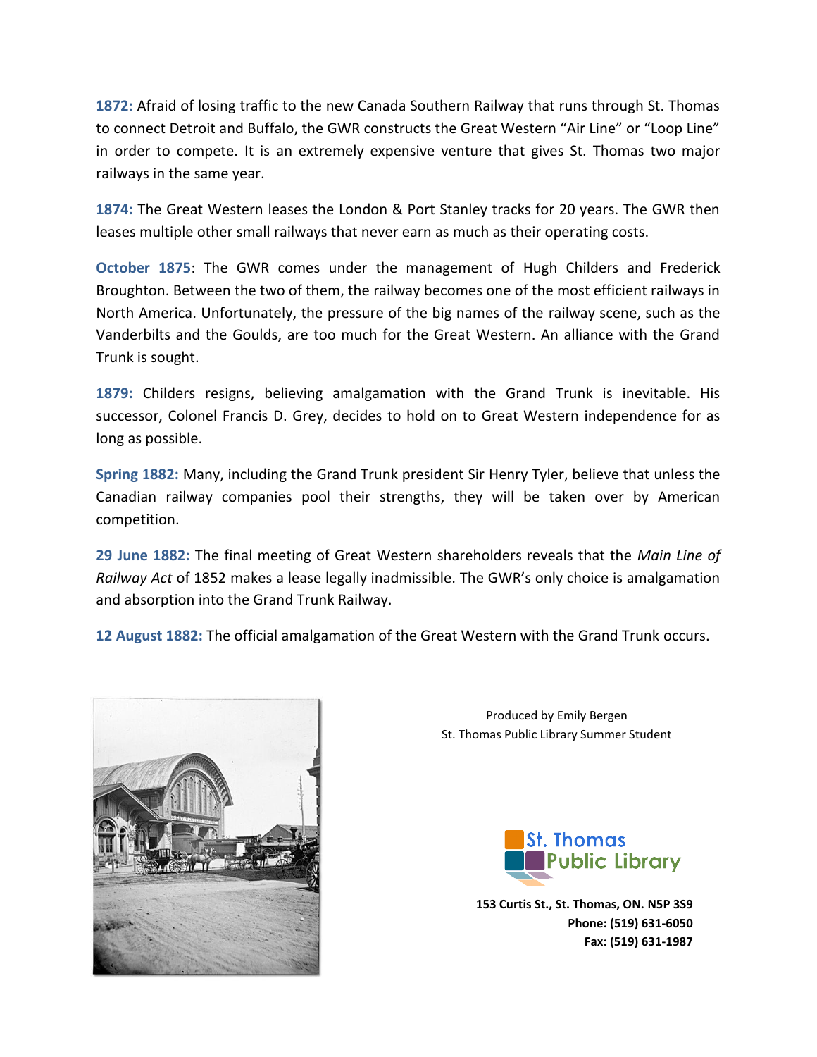**1872:** Afraid of losing traffic to the new Canada Southern Railway that runs through St. Thomas to connect Detroit and Buffalo, the GWR constructs the Great Western "Air Line" or "Loop Line" in order to compete. It is an extremely expensive venture that gives St. Thomas two major railways in the same year.

**1874:** The Great Western leases the London & Port Stanley tracks for 20 years. The GWR then leases multiple other small railways that never earn as much as their operating costs.

**October 1875**: The GWR comes under the management of Hugh Childers and Frederick Broughton. Between the two of them, the railway becomes one of the most efficient railways in North America. Unfortunately, the pressure of the big names of the railway scene, such as the Vanderbilts and the Goulds, are too much for the Great Western. An alliance with the Grand Trunk is sought.

**1879:** Childers resigns, believing amalgamation with the Grand Trunk is inevitable. His successor, Colonel Francis D. Grey, decides to hold on to Great Western independence for as long as possible.

**Spring 1882:** Many, including the Grand Trunk president Sir Henry Tyler, believe that unless the Canadian railway companies pool their strengths, they will be taken over by American competition.

**29 June 1882:** The final meeting of Great Western shareholders reveals that the *Main Line of Railway Act* of 1852 makes a lease legally inadmissible. The GWR's only choice is amalgamation and absorption into the Grand Trunk Railway.

**12 August 1882:** The official amalgamation of the Great Western with the Grand Trunk occurs.

Produced by Emily Bergen
St. Thomas Public Library Summer Student

St. Thomas Public Library

**153 Curtis St., St. Thomas, ON. N5P 3S9**
**Phone: (519) 631-6050**
**Fax: (519) 631-1987**